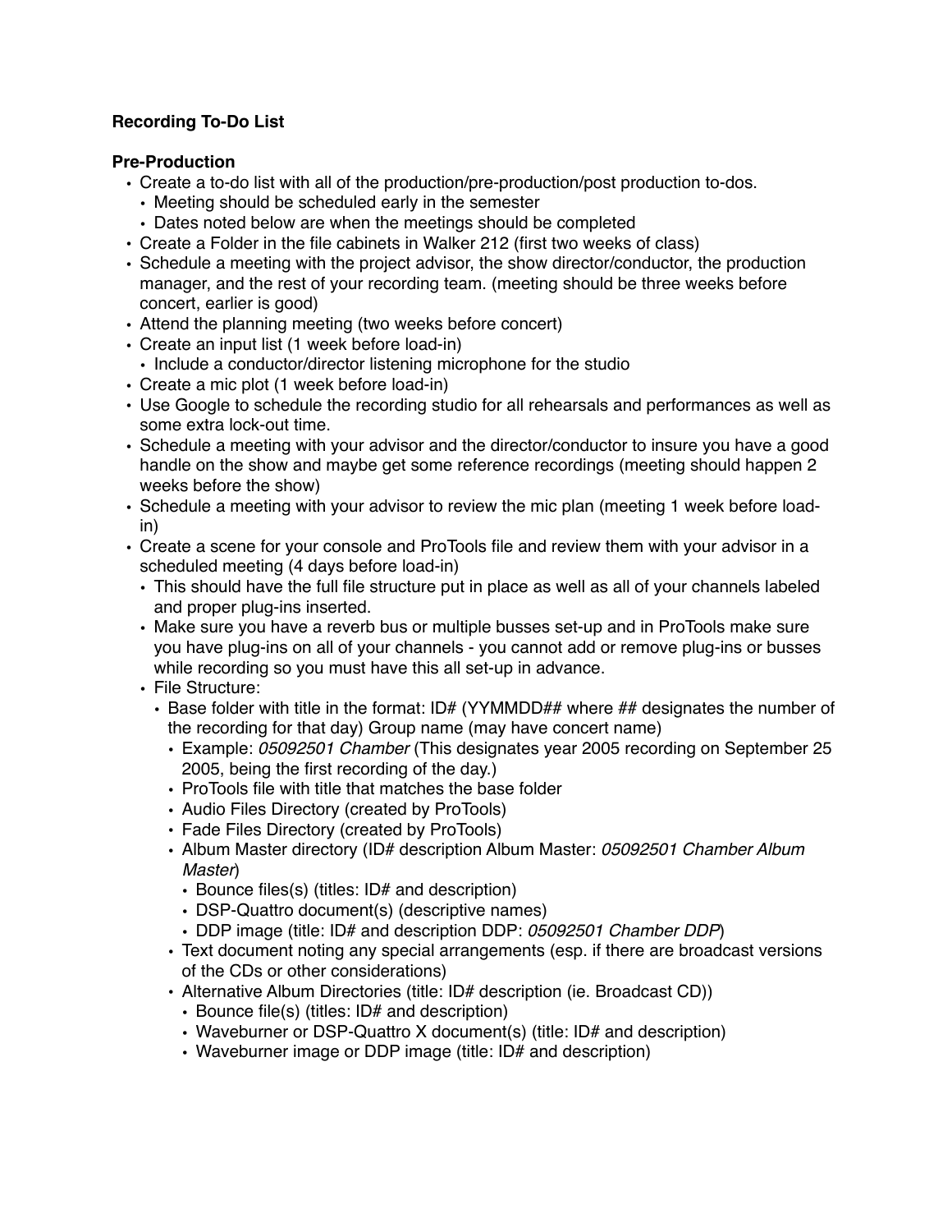**Recording To-Do List**

**Pre-Production**

- Create a to-do list with all of the production/pre-production/post production to-dos.
  - Meeting should be scheduled early in the semester
  - Dates noted below are when the meetings should be completed
- Create a Folder in the file cabinets in Walker 212 (first two weeks of class)
- Schedule a meeting with the project advisor, the show director/conductor, the production manager, and the rest of your recording team. (meeting should be three weeks before concert, earlier is good)
- Attend the planning meeting (two weeks before concert)
- Create an input list (1 week before load-in)
  - Include a conductor/director listening microphone for the studio
- Create a mic plot (1 week before load-in)
- Use Google to schedule the recording studio for all rehearsals and performances as well as some extra lock-out time.
- Schedule a meeting with your advisor and the director/conductor to insure you have a good handle on the show and maybe get some reference recordings (meeting should happen 2 weeks before the show)
- Schedule a meeting with your advisor to review the mic plan (meeting 1 week before load-in)
- Create a scene for your console and ProTools file and review them with your advisor in a scheduled meeting (4 days before load-in)
  - This should have the full file structure put in place as well as all of your channels labeled and proper plug-ins inserted.
  - Make sure you have a reverb bus or multiple busses set-up and in ProTools make sure you have plug-ins on all of your channels - you cannot add or remove plug-ins or busses while recording so you must have this all set-up in advance.
  - File Structure:
    - Base folder with title in the format: ID# (YYMMDD## where ## designates the number of the recording for that day) Group name (may have concert name)
      - Example: *05092501 Chamber* (This designates year 2005 recording on September 25 2005, being the first recording of the day.)
      - ProTools file with title that matches the base folder
      - Audio Files Directory (created by ProTools)
      - Fade Files Directory (created by ProTools)
      - Album Master directory (ID# description Album Master: *05092501 Chamber Album Master*)
        - Bounce files(s) (titles: ID# and description)
        - DSP-Quattro document(s) (descriptive names)
        - DDP image (title: ID# and description DDP: *05092501 Chamber DDP*)
      - Text document noting any special arrangements (esp. if there are broadcast versions of the CDs or other considerations)
      - Alternative Album Directories (title: ID# description (ie. Broadcast CD))
        - Bounce file(s) (titles: ID# and description)
        - Waveburner or DSP-Quattro X document(s) (title: ID# and description)
        - Waveburner image or DDP image (title: ID# and description)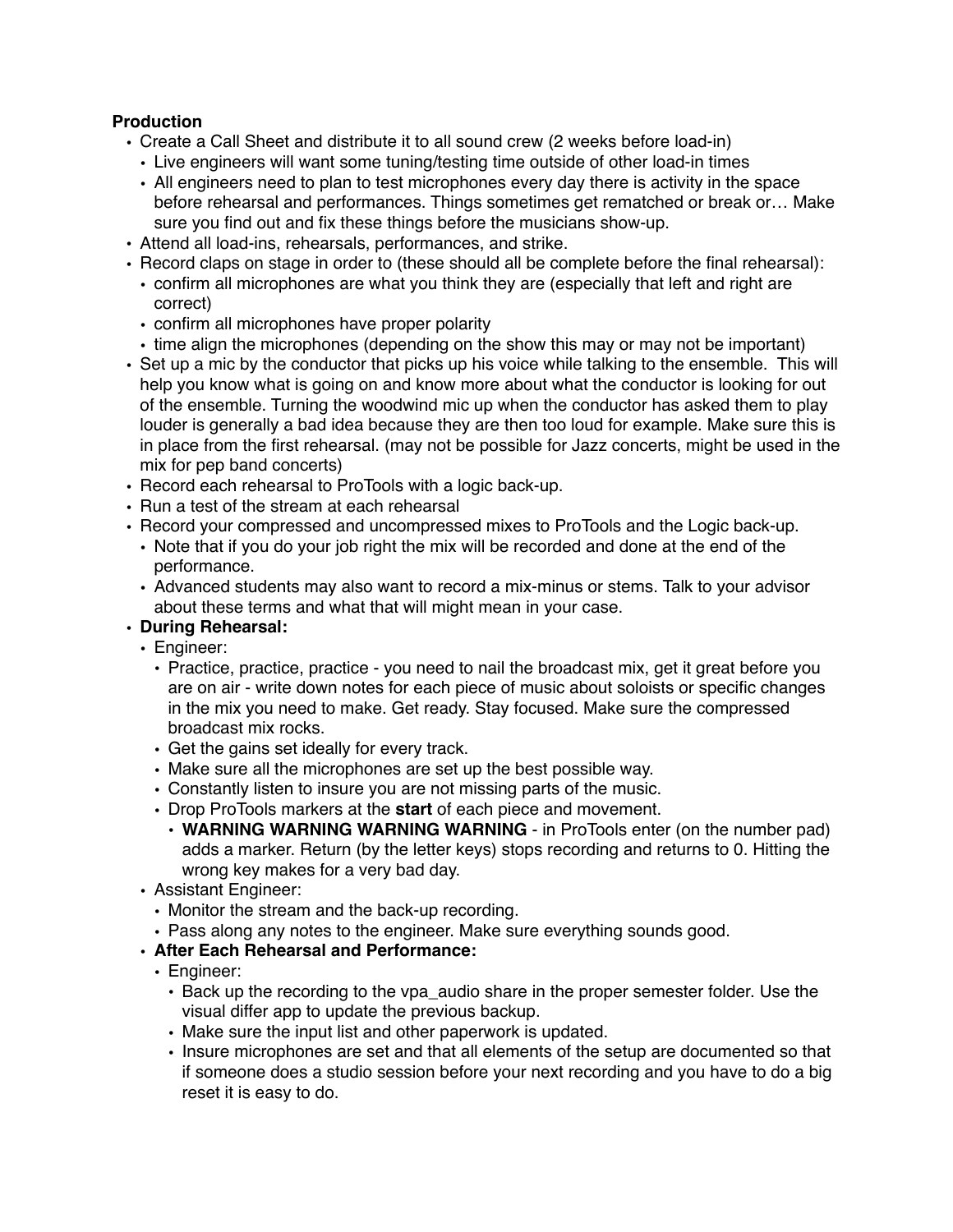**Production**

- Create a Call Sheet and distribute it to all sound crew (2 weeks before load-in)
  - Live engineers will want some tuning/testing time outside of other load-in times
  - All engineers need to plan to test microphones every day there is activity in the space before rehearsal and performances. Things sometimes get rematched or break or… Make sure you find out and fix these things before the musicians show-up.
- Attend all load-ins, rehearsals, performances, and strike.
- Record claps on stage in order to (these should all be complete before the final rehearsal):
  - confirm all microphones are what you think they are (especially that left and right are correct)
  - confirm all microphones have proper polarity
  - time align the microphones (depending on the show this may or may not be important)
- Set up a mic by the conductor that picks up his voice while talking to the ensemble. This will help you know what is going on and know more about what the conductor is looking for out of the ensemble. Turning the woodwind mic up when the conductor has asked them to play louder is generally a bad idea because they are then too loud for example. Make sure this is in place from the first rehearsal. (may not be possible for Jazz concerts, might be used in the mix for pep band concerts)
- Record each rehearsal to ProTools with a logic back-up.
- Run a test of the stream at each rehearsal
- Record your compressed and uncompressed mixes to ProTools and the Logic back-up.
  - Note that if you do your job right the mix will be recorded and done at the end of the performance.
  - Advanced students may also want to record a mix-minus or stems. Talk to your advisor about these terms and what that will might mean in your case.
- **During Rehearsal:**
  - Engineer:
    - Practice, practice, practice - you need to nail the broadcast mix, get it great before you are on air - write down notes for each piece of music about soloists or specific changes in the mix you need to make. Get ready. Stay focused. Make sure the compressed broadcast mix rocks.
    - Get the gains set ideally for every track.
    - Make sure all the microphones are set up the best possible way.
    - Constantly listen to insure you are not missing parts of the music.
    - Drop ProTools markers at the **start** of each piece and movement.
      - **WARNING WARNING WARNING WARNING** - in ProTools enter (on the number pad) adds a marker. Return (by the letter keys) stops recording and returns to 0. Hitting the wrong key makes for a very bad day.
  - Assistant Engineer:
    - Monitor the stream and the back-up recording.
    - Pass along any notes to the engineer. Make sure everything sounds good.
  - **After Each Rehearsal and Performance:**
    - Engineer:
      - Back up the recording to the vpa_audio share in the proper semester folder. Use the visual differ app to update the previous backup.
      - Make sure the input list and other paperwork is updated.
      - Insure microphones are set and that all elements of the setup are documented so that if someone does a studio session before your next recording and you have to do a big reset it is easy to do.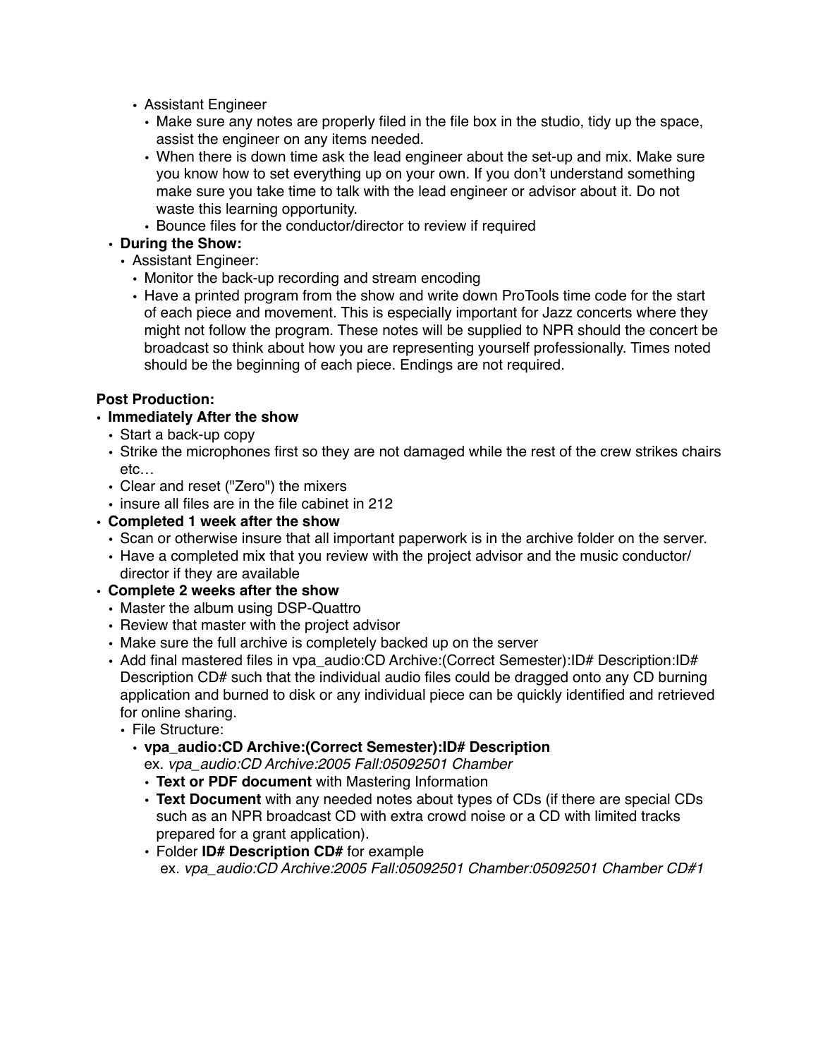- Assistant Engineer
  - Make sure any notes are properly filed in the file box in the studio, tidy up the space, assist the engineer on any items needed.
  - When there is down time ask the lead engineer about the set-up and mix. Make sure you know how to set everything up on your own. If you don't understand something make sure you take time to talk with the lead engineer or advisor about it. Do not waste this learning opportunity.
  - Bounce files for the conductor/director to review if required
- **During the Show:**
  - Assistant Engineer:
    - Monitor the back-up recording and stream encoding
    - Have a printed program from the show and write down ProTools time code for the start of each piece and movement. This is especially important for Jazz concerts where they might not follow the program. These notes will be supplied to NPR should the concert be broadcast so think about how you are representing yourself professionally. Times noted should be the beginning of each piece. Endings are not required.

**Post Production:**

- **Immediately After the show**
  - Start a back-up copy
  - Strike the microphones first so they are not damaged while the rest of the crew strikes chairs etc…
  - Clear and reset ("Zero") the mixers
  - insure all files are in the file cabinet in 212
- **Completed 1 week after the show**
  - Scan or otherwise insure that all important paperwork is in the archive folder on the server.
  - Have a completed mix that you review with the project advisor and the music conductor/director if they are available
- **Complete 2 weeks after the show**
  - Master the album using DSP-Quattro
  - Review that master with the project advisor
  - Make sure the full archive is completely backed up on the server
  - Add final mastered files in vpa_audio:CD Archive:(Correct Semester):ID# Description:ID# Description CD# such that the individual audio files could be dragged onto any CD burning application and burned to disk or any individual piece can be quickly identified and retrieved for online sharing.
    - File Structure:
      - **vpa_audio:CD Archive:(Correct Semester):ID# Description**
        ex. *vpa_audio:CD Archive:2005 Fall:05092501 Chamber*
        - **Text or PDF document** with Mastering Information
        - **Text Document** with any needed notes about types of CDs (if there are special CDs such as an NPR broadcast CD with extra crowd noise or a CD with limited tracks prepared for a grant application).
        - Folder **ID# Description CD#** for example
          ex. *vpa_audio:CD Archive:2005 Fall:05092501 Chamber:05092501 Chamber CD#1*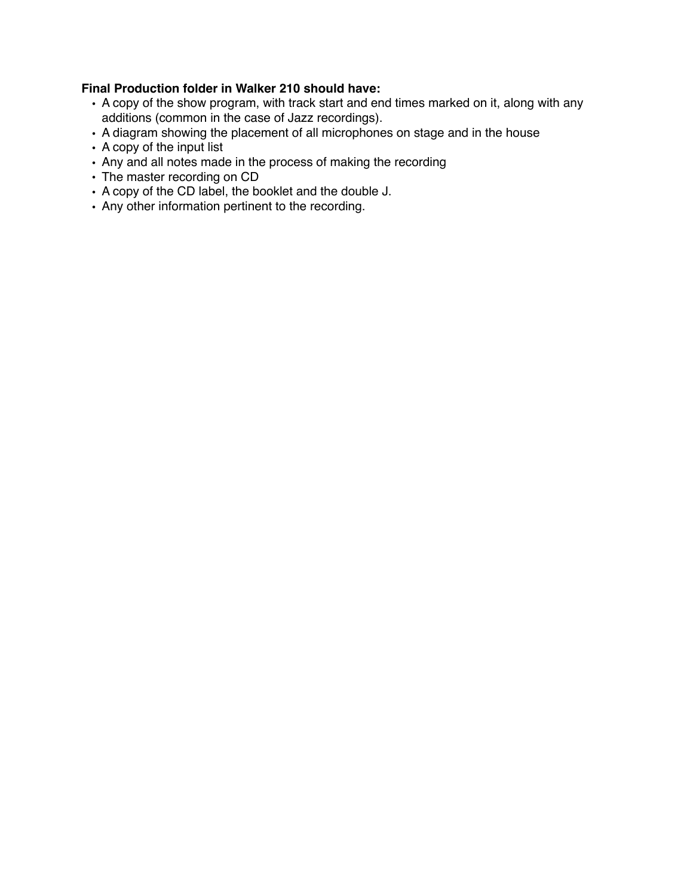**Final Production folder in Walker 210 should have:**

- A copy of the show program, with track start and end times marked on it, along with any additions (common in the case of Jazz recordings).
- A diagram showing the placement of all microphones on stage and in the house
- A copy of the input list
- Any and all notes made in the process of making the recording
- The master recording on CD
- A copy of the CD label, the booklet and the double J.
- Any other information pertinent to the recording.